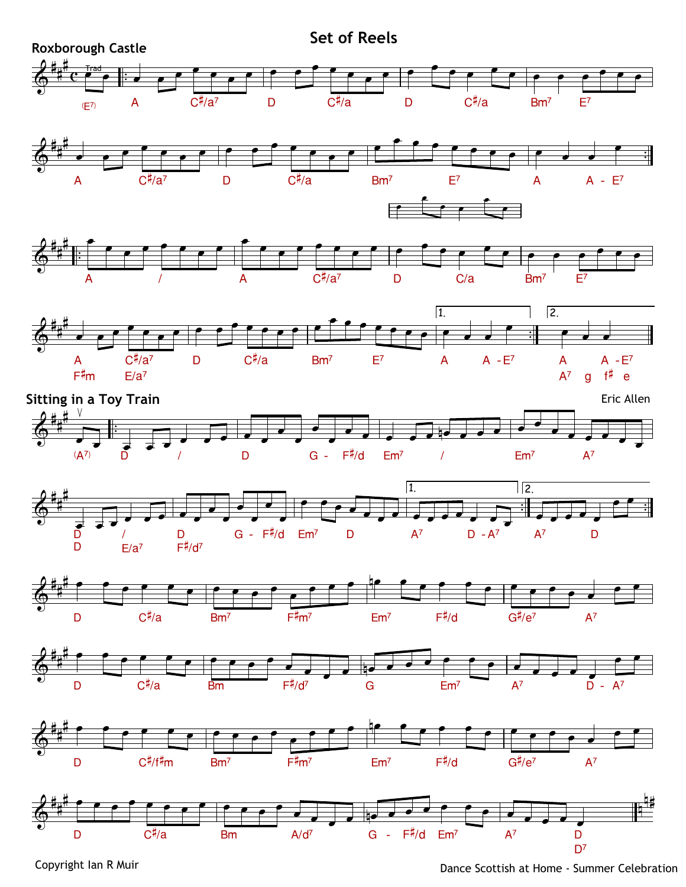# Set of Reels

## Roxborough Castle

Trad

(E7) | A C♯/a7 | D C♯/a | D C♯/a | Bm7 E7 |

A C♯/a7 | D C♯/a | Bm7 E7 | A A - E7 :|

|: A / | A C♯/a7 | D C/a | Bm7 E7 |

A C♯/a7 | D C♯/a | Bm7 E7 | 1. A A - E7 :| 2. A A - E7 |

F♯m E/a7 | | | | A7 g f♯ e

## Sitting in a Toy Train

Eric Allen

(A7) |: D / | D G - F♯/d | Em7 / | Em7 A7 |

D / | D G - F♯/d | Em7 D | 1. A7 D - A7 :| 2. A7 D :|

D E/a7 | F♯/d7

D C♯/a | Bm7 F♯m7 | Em7 F♯/d | G♯/e7 A7 |

D C♯/a | Bm F♯/d7 | G Em7 | A7 D - A7 |

D C♯/f♯m | Bm7 F♯m7 | Em7 F♯/d | G♯/e7 A7 |

D C♯/a | Bm A/d7 | G - F♯/d Em7 | A7 D |

D7

Copyright Ian R Muir

Dance Scottish at Home - Summer Celebration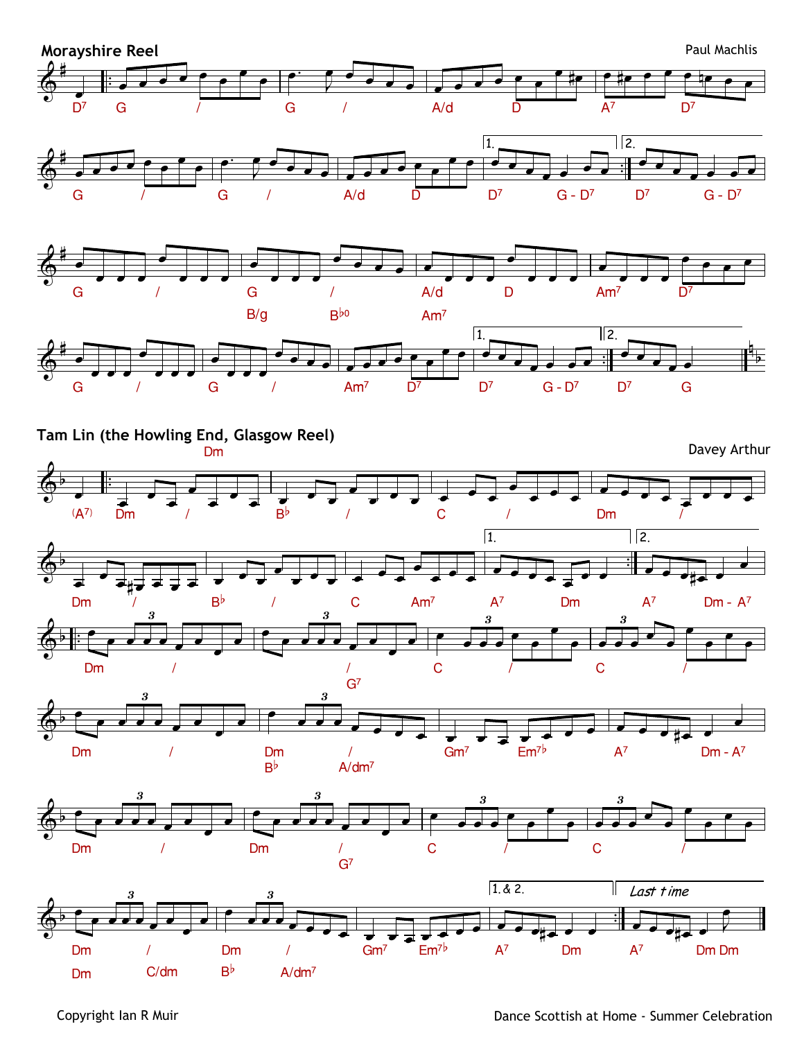## Morayshire Reel

Paul Machlis

## Tam Lin (the Howling End, Glasgow Reel)

Davey Arthur

Copyright Ian R Muir

Dance Scottish at Home - Summer Celebration